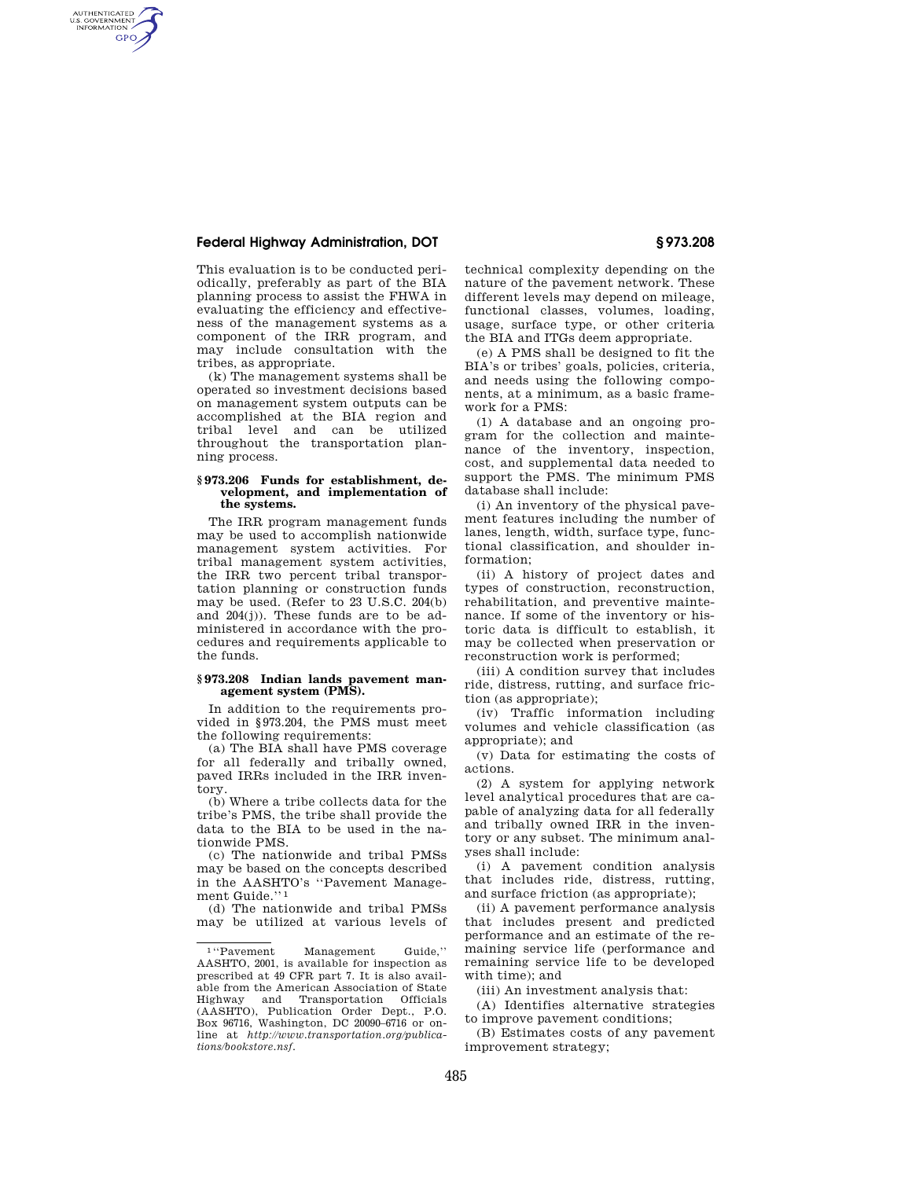This evaluation is to be conducted periodically, preferably as part of the BIA planning process to assist the FHWA in evaluating the efficiency and effectiveness of the management systems as a component of the IRR program, and may include consultation with the tribes, as appropriate.

(k) The management systems shall be operated so investment decisions based on management system outputs can be accomplished at the BIA region and tribal level and can be utilized throughout the transportation planning process.

### § 973.206 Funds for establishment, development, and implementation of the systems.

The IRR program management funds may be used to accomplish nationwide management system activities. For tribal management system activities, the IRR two percent tribal transportation planning or construction funds may be used. (Refer to 23 U.S.C. 204(b) and 204(j)). These funds are to be administered in accordance with the procedures and requirements applicable to the funds.

### § 973.208 Indian lands pavement management system (PMS).

In addition to the requirements provided in §973.204, the PMS must meet the following requirements:

(a) The BIA shall have PMS coverage for all federally and tribally owned, paved IRRs included in the IRR inventory.

(b) Where a tribe collects data for the tribe's PMS, the tribe shall provide the data to the BIA to be used in the nationwide PMS.

(c) The nationwide and tribal PMSs may be based on the concepts described in the AASHTO's "Pavement Management Guide."[1]

(d) The nationwide and tribal PMSs may be utilized at various levels of technical complexity depending on the nature of the pavement network. These different levels may depend on mileage, functional classes, volumes, loading, usage, surface type, or other criteria the BIA and ITGs deem appropriate.

(e) A PMS shall be designed to fit the BIA's or tribes' goals, policies, criteria, and needs using the following components, at a minimum, as a basic framework for a PMS:

(1) A database and an ongoing program for the collection and maintenance of the inventory, inspection, cost, and supplemental data needed to support the PMS. The minimum PMS database shall include:

(i) An inventory of the physical pavement features including the number of lanes, length, width, surface type, functional classification, and shoulder information;

(ii) A history of project dates and types of construction, reconstruction, rehabilitation, and preventive maintenance. If some of the inventory or historic data is difficult to establish, it may be collected when preservation or reconstruction work is performed;

(iii) A condition survey that includes ride, distress, rutting, and surface friction (as appropriate);

(iv) Traffic information including volumes and vehicle classification (as appropriate); and

(v) Data for estimating the costs of actions.

(2) A system for applying network level analytical procedures that are capable of analyzing data for all federally and tribally owned IRR in the inventory or any subset. The minimum analyses shall include:

(i) A pavement condition analysis that includes ride, distress, rutting, and surface friction (as appropriate);

(ii) A pavement performance analysis that includes present and predicted performance and an estimate of the remaining service life (performance and remaining service life to be developed with time); and

(iii) An investment analysis that:

(A) Identifies alternative strategies to improve pavement conditions;

(B) Estimates costs of any pavement improvement strategy;

[1] "Pavement Management Guide," AASHTO, 2001, is available for inspection as prescribed at 49 CFR part 7. It is also available from the American Association of State Highway and Transportation Officials (AASHTO), Publication Order Dept., P.O. Box 96716, Washington, DC 20090–6716 or online at *http://www.transportation.org/publications/bookstore.nsf*.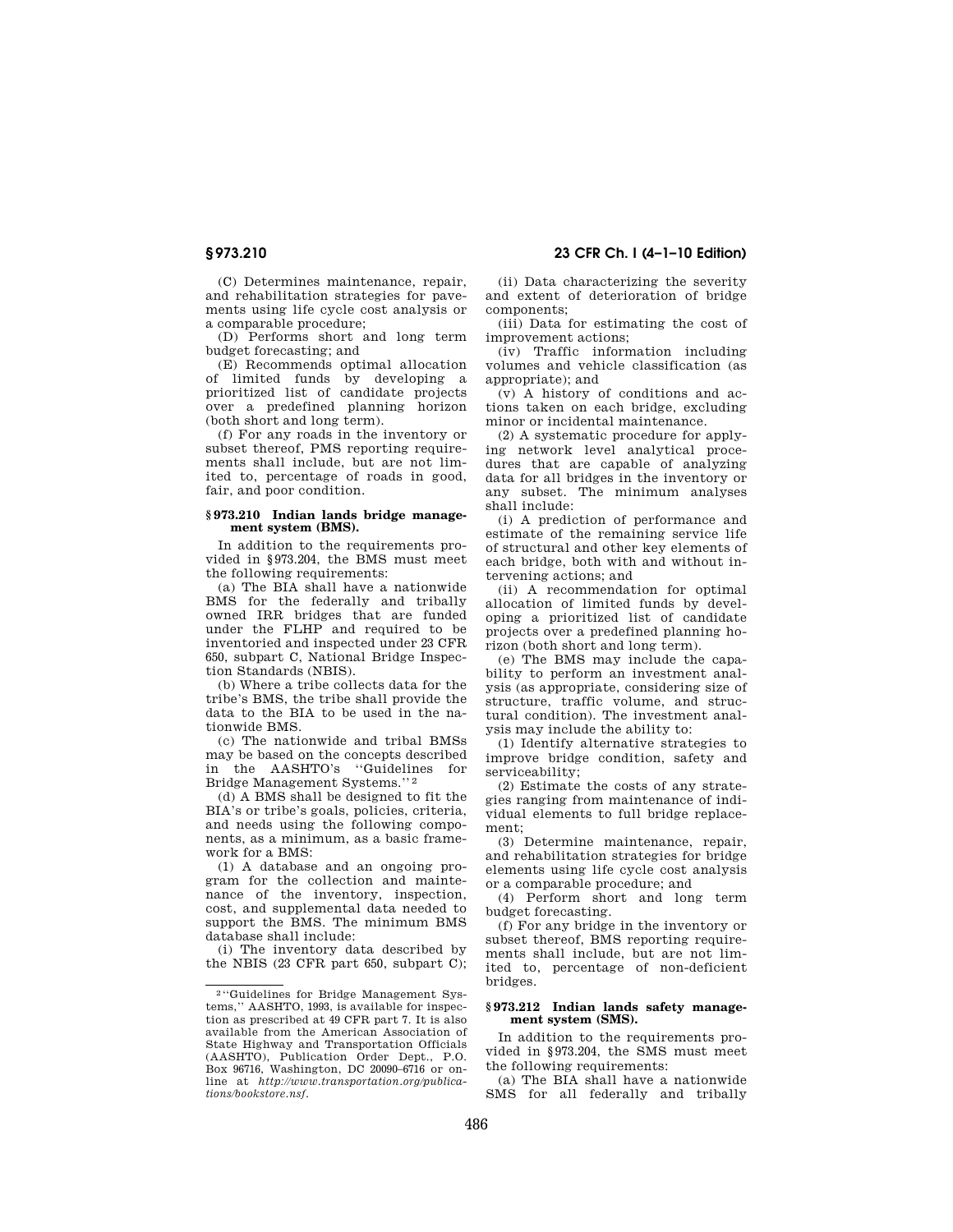(C) Determines maintenance, repair, and rehabilitation strategies for pavements using life cycle cost analysis or a comparable procedure;

(D) Performs short and long term budget forecasting; and

(E) Recommends optimal allocation of limited funds by developing a prioritized list of candidate projects over a predefined planning horizon (both short and long term).

(f) For any roads in the inventory or subset thereof, PMS reporting requirements shall include, but are not limited to, percentage of roads in good, fair, and poor condition.

### § 973.210 Indian lands bridge management system (BMS).

In addition to the requirements provided in §973.204, the BMS must meet the following requirements:

(a) The BIA shall have a nationwide BMS for the federally and tribally owned IRR bridges that are funded under the FLHP and required to be inventoried and inspected under 23 CFR 650, subpart C, National Bridge Inspection Standards (NBIS).

(b) Where a tribe collects data for the tribe's BMS, the tribe shall provide the data to the BIA to be used in the nationwide BMS.

(c) The nationwide and tribal BMSs may be based on the concepts described in the AASHTO's ''Guidelines for Bridge Management Systems.''[2]

(d) A BMS shall be designed to fit the BIA's or tribe's goals, policies, criteria, and needs using the following components, as a minimum, as a basic framework for a BMS:

(1) A database and an ongoing program for the collection and maintenance of the inventory, inspection, cost, and supplemental data needed to support the BMS. The minimum BMS database shall include:

(i) The inventory data described by the NBIS (23 CFR part 650, subpart C);

(ii) Data characterizing the severity and extent of deterioration of bridge components;

(iii) Data for estimating the cost of improvement actions;

(iv) Traffic information including volumes and vehicle classification (as appropriate); and

(v) A history of conditions and actions taken on each bridge, excluding minor or incidental maintenance.

(2) A systematic procedure for applying network level analytical procedures that are capable of analyzing data for all bridges in the inventory or any subset. The minimum analyses shall include:

(i) A prediction of performance and estimate of the remaining service life of structural and other key elements of each bridge, both with and without intervening actions; and

(ii) A recommendation for optimal allocation of limited funds by developing a prioritized list of candidate projects over a predefined planning horizon (both short and long term).

(e) The BMS may include the capability to perform an investment analysis (as appropriate, considering size of structure, traffic volume, and structural condition). The investment analysis may include the ability to:

(1) Identify alternative strategies to improve bridge condition, safety and serviceability;

(2) Estimate the costs of any strategies ranging from maintenance of individual elements to full bridge replacement;

(3) Determine maintenance, repair, and rehabilitation strategies for bridge elements using life cycle cost analysis or a comparable procedure; and

(4) Perform short and long term budget forecasting.

(f) For any bridge in the inventory or subset thereof, BMS reporting requirements shall include, but are not limited to, percentage of non-deficient bridges.

### § 973.212 Indian lands safety management system (SMS).

In addition to the requirements provided in §973.204, the SMS must meet the following requirements:

(a) The BIA shall have a nationwide SMS for all federally and tribally

---

[2] ''Guidelines for Bridge Management Systems,'' AASHTO, 1993, is available for inspection as prescribed at 49 CFR part 7. It is also available from the American Association of State Highway and Transportation Officials (AASHTO), Publication Order Dept., P.O. Box 96716, Washington, DC 20090–6716 or online at *http://www.transportation.org/publications/bookstore.nsf.*